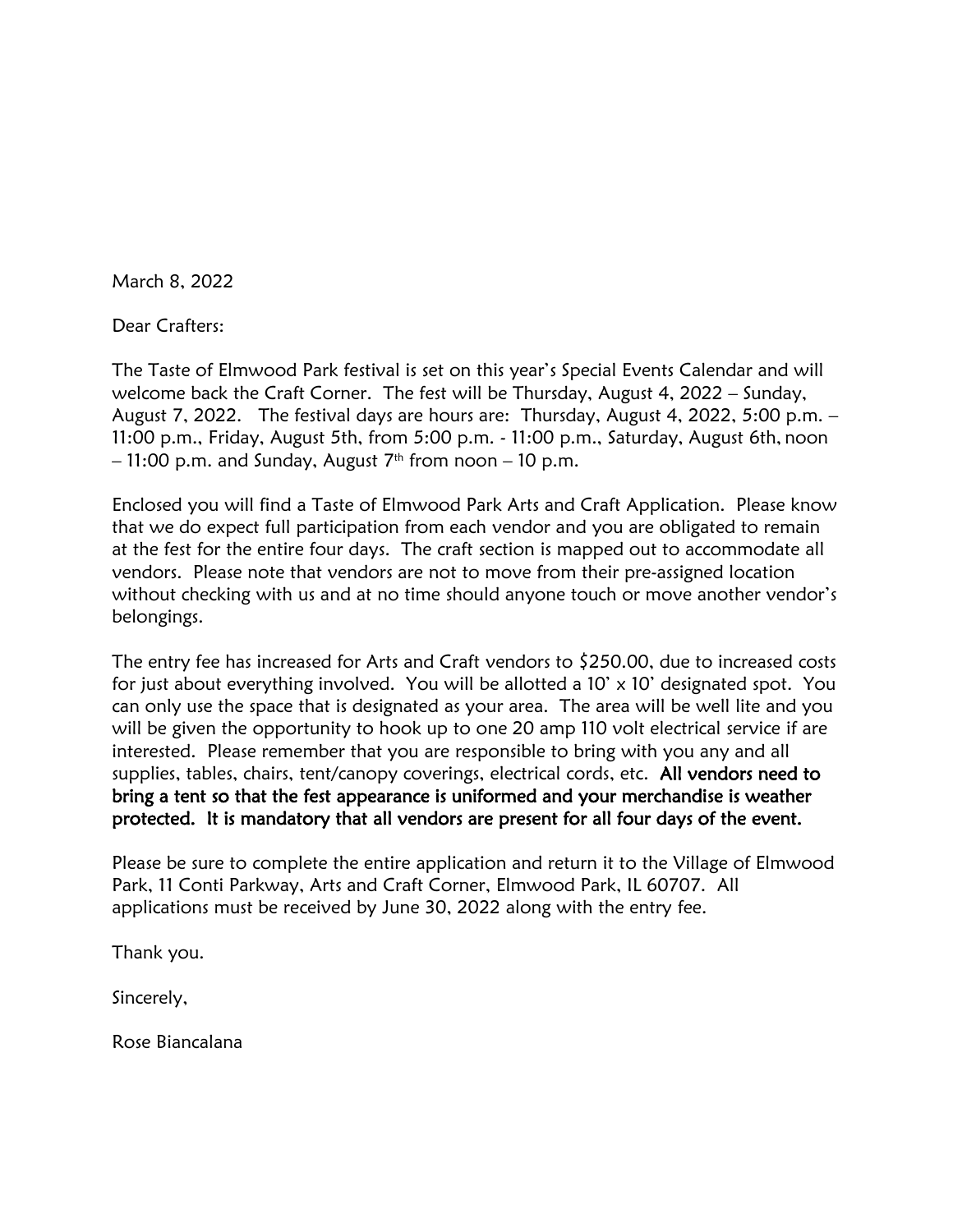March 8, 2022

Dear Crafters:

The Taste of Elmwood Park festival is set on this year's Special Events Calendar and will welcome back the Craft Corner. The fest will be Thursday, August 4, 2022 – Sunday, August 7, 2022. The festival days are hours are: Thursday, August 4, 2022, 5:00 p.m. – 11:00 p.m., Friday, August 5th, from 5:00 p.m. - 11:00 p.m., Saturday, August 6th, noon – 11:00 p.m. and Sunday, August 7th from noon – 10 p.m.

Enclosed you will find a Taste of Elmwood Park Arts and Craft Application. Please know that we do expect full participation from each vendor and you are obligated to remain at the fest for the entire four days. The craft section is mapped out to accommodate all vendors. Please note that vendors are not to move from their pre-assigned location without checking with us and at no time should anyone touch or move another vendor's belongings.

The entry fee has increased for Arts and Craft vendors to $250.00, due to increased costs for just about everything involved. You will be allotted a 10' x 10' designated spot. You can only use the space that is designated as your area. The area will be well lite and you will be given the opportunity to hook up to one 20 amp 110 volt electrical service if are interested. Please remember that you are responsible to bring with you any and all supplies, tables, chairs, tent/canopy coverings, electrical cords, etc. **All vendors need to bring a tent so that the fest appearance is uniformed and your merchandise is weather protected. It is mandatory that all vendors are present for all four days of the event.**

Please be sure to complete the entire application and return it to the Village of Elmwood Park, 11 Conti Parkway, Arts and Craft Corner, Elmwood Park, IL 60707. All applications must be received by June 30, 2022 along with the entry fee.

Thank you.

Sincerely,

Rose Biancalana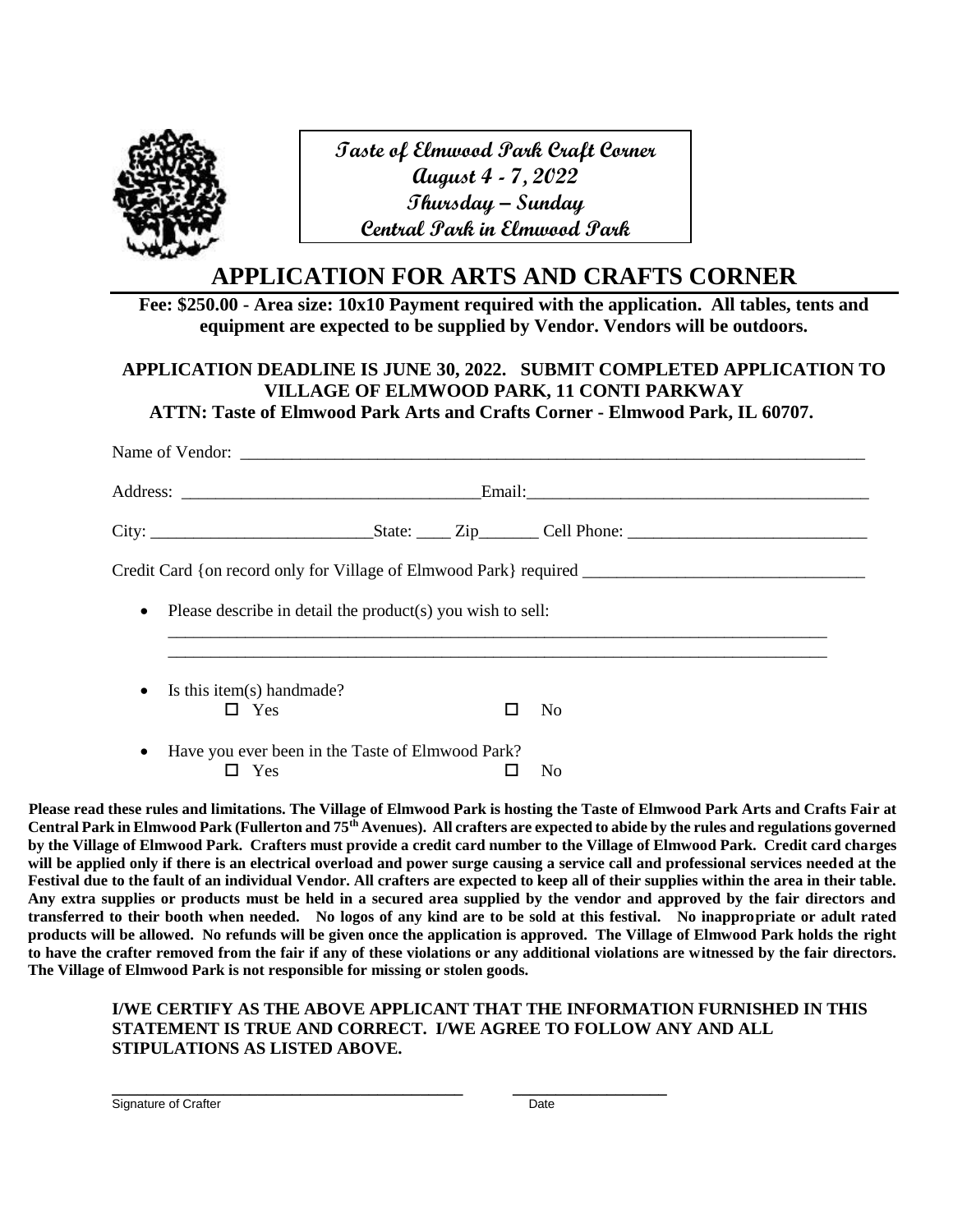**Taste of Elmwood Park Craft Corner**
**August 4 - 7, 2022**
**Thursday – Sunday**
**Central Park in Elmwood Park**

# APPLICATION FOR ARTS AND CRAFTS CORNER

**Fee: $250.00 - Area size: 10x10 Payment required with the application. All tables, tents and equipment are expected to be supplied by Vendor. Vendors will be outdoors.**

**APPLICATION DEADLINE IS JUNE 30, 2022. SUBMIT COMPLETED APPLICATION TO VILLAGE OF ELMWOOD PARK, 11 CONTI PARKWAY**
**ATTN: Taste of Elmwood Park Arts and Crafts Corner - Elmwood Park, IL 60707.**

Name of Vendor: ___________________________________________________________________________

Address: ___________________________________Email:_________________________________________

City: __________________________State: ____ Zip_______ Cell Phone: ____________________________

Credit Card {on record only for Village of Elmwood Park} required _________________________________

- Please describe in detail the product(s) you wish to sell:
  ________________________________________________________________________________
  ________________________________________________________________________________

- Is this item(s) handmade?
  ☐ Yes ☐ No

- Have you ever been in the Taste of Elmwood Park?
  ☐ Yes ☐ No

**Please read these rules and limitations. The Village of Elmwood Park is hosting the Taste of Elmwood Park Arts and Crafts Fair at Central Park in Elmwood Park (Fullerton and 75th Avenues). All crafters are expected to abide by the rules and regulations governed by the Village of Elmwood Park. Crafters must provide a credit card number to the Village of Elmwood Park. Credit card charges will be applied only if there is an electrical overload and power surge causing a service call and professional services needed at the Festival due to the fault of an individual Vendor. All crafters are expected to keep all of their supplies within the area in their table. Any extra supplies or products must be held in a secured area supplied by the vendor and approved by the fair directors and transferred to their booth when needed. No logos of any kind are to be sold at this festival. No inappropriate or adult rated products will be allowed. No refunds will be given once the application is approved. The Village of Elmwood Park holds the right to have the crafter removed from the fair if any of these violations or any additional violations are witnessed by the fair directors. The Village of Elmwood Park is not responsible for missing or stolen goods.**

**I/WE CERTIFY AS THE ABOVE APPLICANT THAT THE INFORMATION FURNISHED IN THIS STATEMENT IS TRUE AND CORRECT. I/WE AGREE TO FOLLOW ANY AND ALL STIPULATIONS AS LISTED ABOVE.**

_____________________________________________ ___________________
Signature of Crafter Date